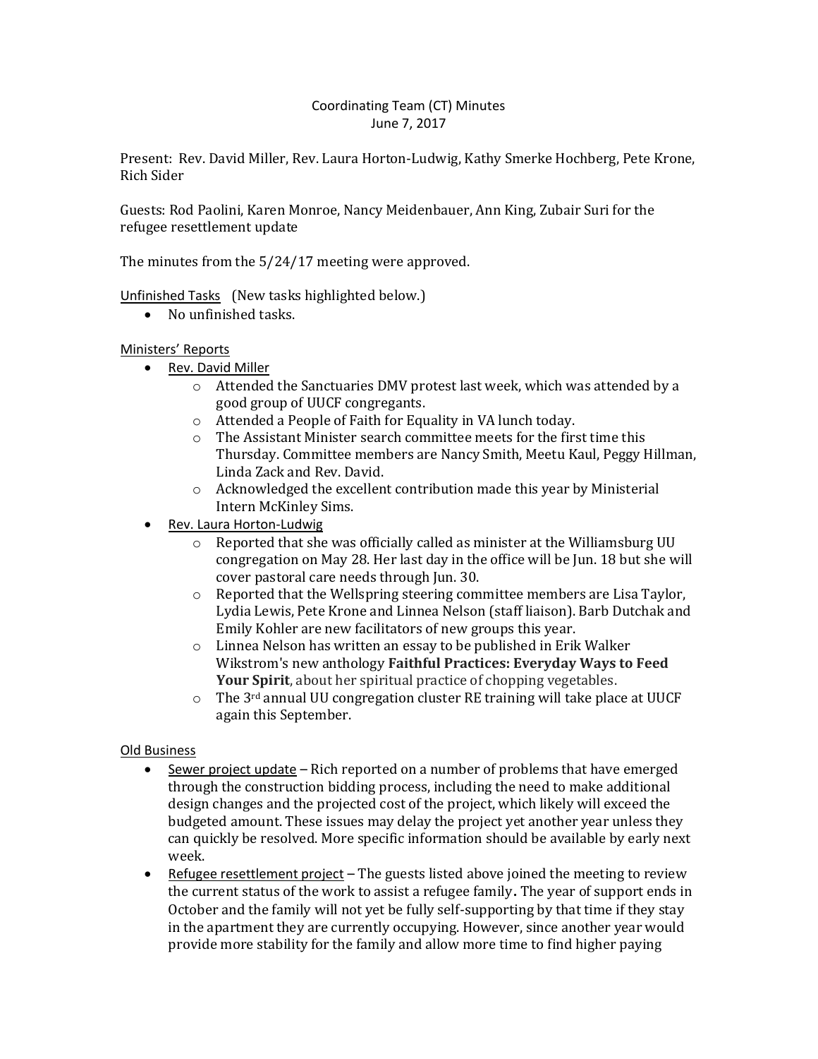Coordinating Team (CT) Minutes
June 7, 2017

Present: Rev. David Miller, Rev. Laura Horton-Ludwig, Kathy Smerke Hochberg, Pete Krone, Rich Sider

Guests: Rod Paolini, Karen Monroe, Nancy Meidenbauer, Ann King, Zubair Suri for the refugee resettlement update

The minutes from the 5/24/17 meeting were approved.

<u>Unfinished Tasks</u> (New tasks highlighted below.)

- No unfinished tasks.

<u>Ministers' Reports</u>

- <u>Rev. David Miller</u>
  - Attended the Sanctuaries DMV protest last week, which was attended by a good group of UUCF congregants.
  - Attended a People of Faith for Equality in VA lunch today.
  - The Assistant Minister search committee meets for the first time this Thursday. Committee members are Nancy Smith, Meetu Kaul, Peggy Hillman, Linda Zack and Rev. David.
  - Acknowledged the excellent contribution made this year by Ministerial Intern McKinley Sims.
- <u>Rev. Laura Horton-Ludwig</u>
  - Reported that she was officially called as minister at the Williamsburg UU congregation on May 28. Her last day in the office will be Jun. 18 but she will cover pastoral care needs through Jun. 30.
  - Reported that the Wellspring steering committee members are Lisa Taylor, Lydia Lewis, Pete Krone and Linnea Nelson (staff liaison). Barb Dutchak and Emily Kohler are new facilitators of new groups this year.
  - Linnea Nelson has written an essay to be published in Erik Walker Wikstrom's new anthology **Faithful Practices: Everyday Ways to Feed Your Spirit**, about her spiritual practice of chopping vegetables.
  - The 3rd annual UU congregation cluster RE training will take place at UUCF again this September.

<u>Old Business</u>

- <u>Sewer project update</u> – Rich reported on a number of problems that have emerged through the construction bidding process, including the need to make additional design changes and the projected cost of the project, which likely will exceed the budgeted amount. These issues may delay the project yet another year unless they can quickly be resolved. More specific information should be available by early next week.
- <u>Refugee resettlement project</u> – The guests listed above joined the meeting to review the current status of the work to assist a refugee family**.** The year of support ends in October and the family will not yet be fully self-supporting by that time if they stay in the apartment they are currently occupying. However, since another year would provide more stability for the family and allow more time to find higher paying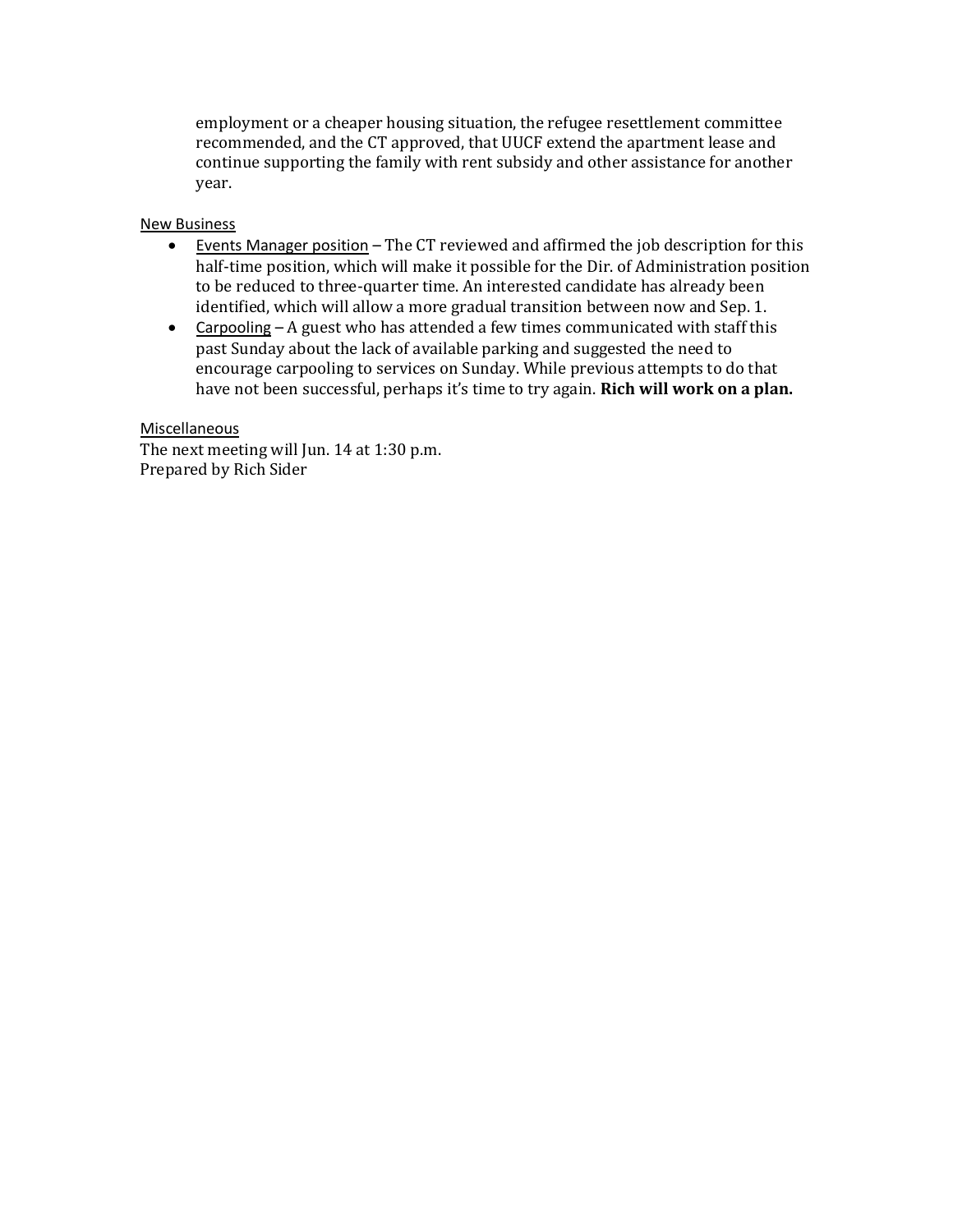employment or a cheaper housing situation, the refugee resettlement committee recommended, and the CT approved, that UUCF extend the apartment lease and continue supporting the family with rent subsidy and other assistance for another year.

New Business

- Events Manager position – The CT reviewed and affirmed the job description for this half-time position, which will make it possible for the Dir. of Administration position to be reduced to three-quarter time. An interested candidate has already been identified, which will allow a more gradual transition between now and Sep. 1.
- Carpooling – A guest who has attended a few times communicated with staff this past Sunday about the lack of available parking and suggested the need to encourage carpooling to services on Sunday. While previous attempts to do that have not been successful, perhaps it's time to try again. **Rich will work on a plan.**

Miscellaneous

The next meeting will Jun. 14 at 1:30 p.m.
Prepared by Rich Sider